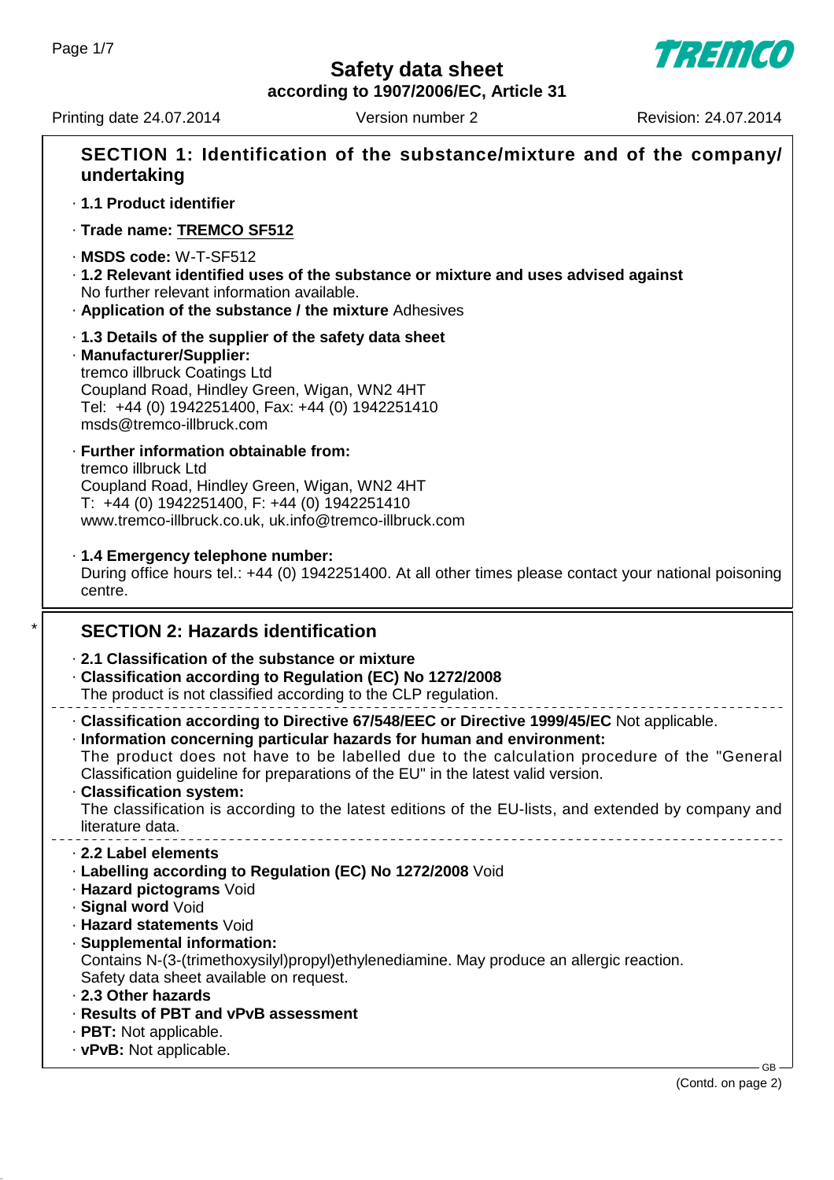# Safety data sheet

**according to 1907/2006/EC, Article 31**

Printing date 24.07.2014 | Version number 2 | Revision: 24.07.2014

## SECTION 1: Identification of the substance/mixture and of the company/ undertaking

· **1.1 Product identifier**

· **Trade name: TREMCO SF512**

· **MSDS code:** W-T-SF512

· **1.2 Relevant identified uses of the substance or mixture and uses advised against**
No further relevant information available.

· **Application of the substance / the mixture** Adhesives

· **1.3 Details of the supplier of the safety data sheet**

· **Manufacturer/Supplier:**
tremco illbruck Coatings Ltd
Coupland Road, Hindley Green, Wigan, WN2 4HT
Tel: +44 (0) 1942251400, Fax: +44 (0) 1942251410
msds@tremco-illbruck.com

· **Further information obtainable from:**
tremco illbruck Ltd
Coupland Road, Hindley Green, Wigan, WN2 4HT
T: +44 (0) 1942251400, F: +44 (0) 1942251410
www.tremco-illbruck.co.uk, uk.info@tremco-illbruck.com

· **1.4 Emergency telephone number:**
During office hours tel.: +44 (0) 1942251400. At all other times please contact your national poisoning centre.

## SECTION 2: Hazards identification

· **2.1 Classification of the substance or mixture**

· **Classification according to Regulation (EC) No 1272/2008**
The product is not classified according to the CLP regulation.

· **Classification according to Directive 67/548/EEC or Directive 1999/45/EC** Not applicable.

· **Information concerning particular hazards for human and environment:**
The product does not have to be labelled due to the calculation procedure of the "General Classification guideline for preparations of the EU" in the latest valid version.

· **Classification system:**
The classification is according to the latest editions of the EU-lists, and extended by company and literature data.

· **2.2 Label elements**

· **Labelling according to Regulation (EC) No 1272/2008** Void

· **Hazard pictograms** Void

· **Signal word** Void

· **Hazard statements** Void

· **Supplemental information:**
Contains N-(3-(trimethoxysilyl)propyl)ethylenediamine. May produce an allergic reaction.
Safety data sheet available on request.

· **2.3 Other hazards**

· **Results of PBT and vPvB assessment**

· **PBT:** Not applicable.

· **vPvB:** Not applicable.

(Contd. on page 2)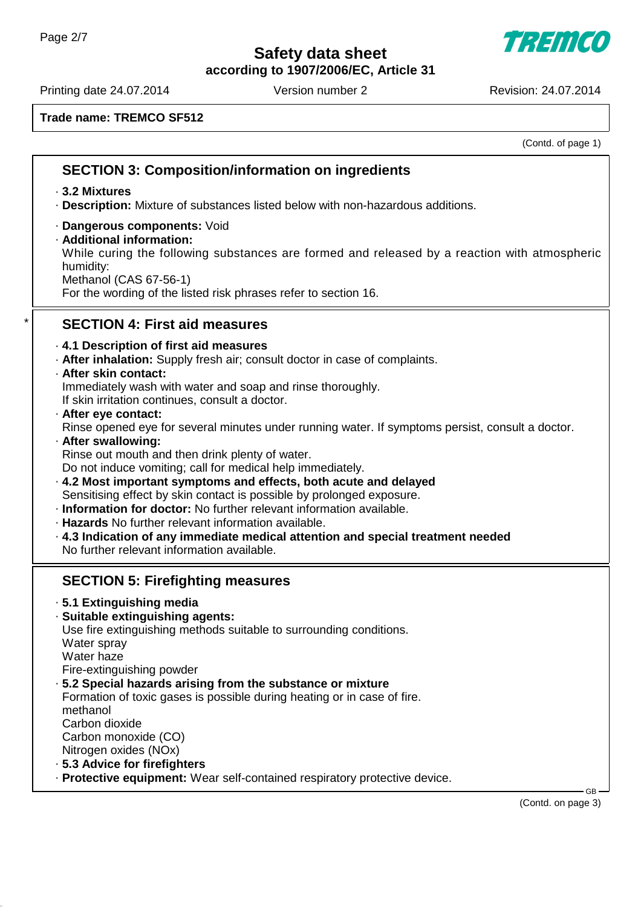**Trade name: TREMCO SF512**

(Contd. of page 1)

## SECTION 3: Composition/information on ingredients

· **3.2 Mixtures**
· **Description:** Mixture of substances listed below with non-hazardous additions.

· **Dangerous components:** Void
· **Additional information:**
While curing the following substances are formed and released by a reaction with atmospheric humidity:
Methanol (CAS 67-56-1)
For the wording of the listed risk phrases refer to section 16.

## SECTION 4: First aid measures

· **4.1 Description of first aid measures**
· **After inhalation:** Supply fresh air; consult doctor in case of complaints.
· **After skin contact:**
Immediately wash with water and soap and rinse thoroughly.
If skin irritation continues, consult a doctor.
· **After eye contact:**
Rinse opened eye for several minutes under running water. If symptoms persist, consult a doctor.
· **After swallowing:**
Rinse out mouth and then drink plenty of water.
Do not induce vomiting; call for medical help immediately.
· **4.2 Most important symptoms and effects, both acute and delayed**
Sensitising effect by skin contact is possible by prolonged exposure.
· **Information for doctor:** No further relevant information available.
· **Hazards** No further relevant information available.
· **4.3 Indication of any immediate medical attention and special treatment needed**
No further relevant information available.

## SECTION 5: Firefighting measures

· **5.1 Extinguishing media**
· **Suitable extinguishing agents:**
Use fire extinguishing methods suitable to surrounding conditions.
Water spray
Water haze
Fire-extinguishing powder
· **5.2 Special hazards arising from the substance or mixture**
Formation of toxic gases is possible during heating or in case of fire.
methanol
Carbon dioxide
Carbon monoxide (CO)
Nitrogen oxides (NOx)
· **5.3 Advice for firefighters**
· **Protective equipment:** Wear self-contained respiratory protective device.

(Contd. on page 3)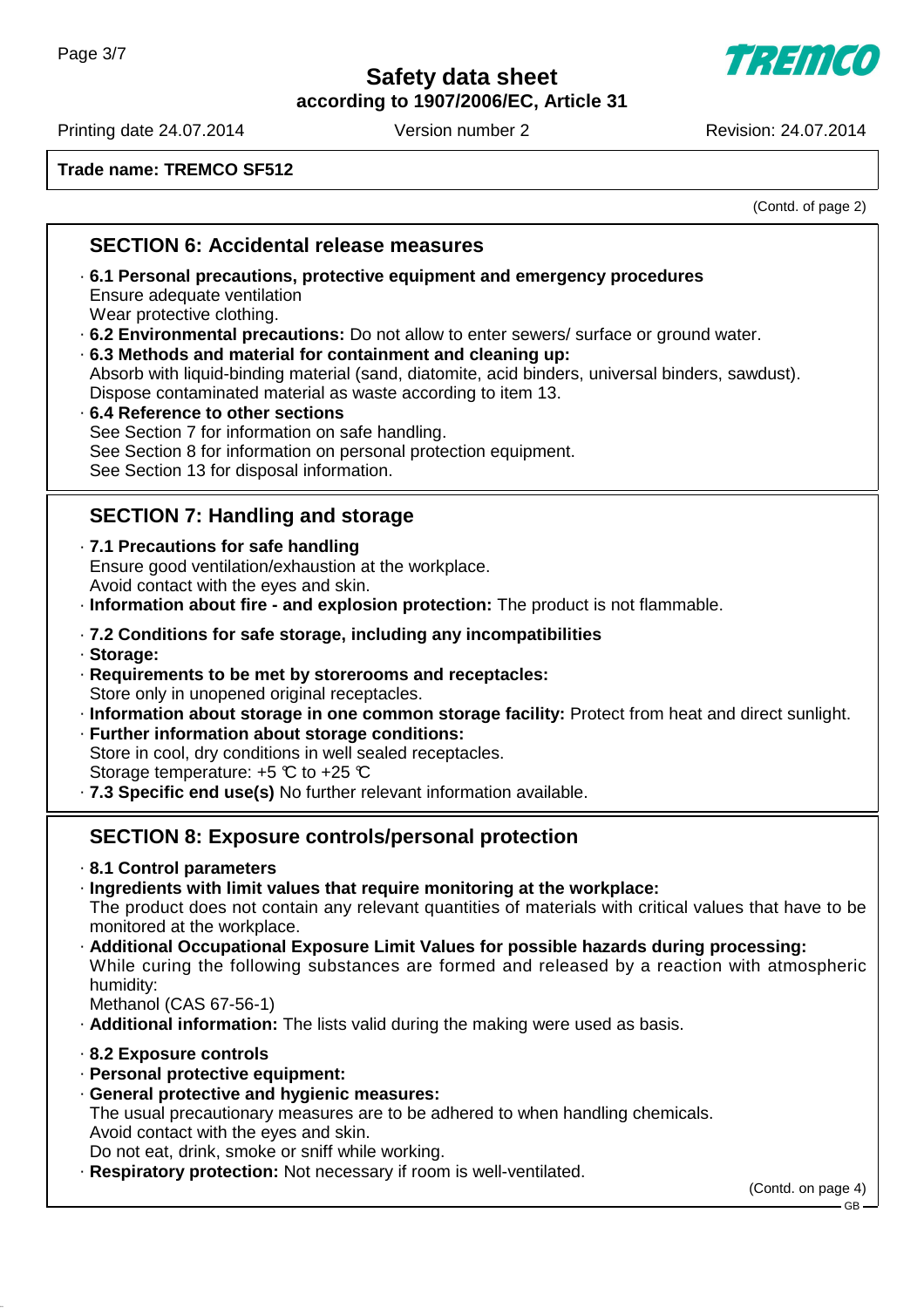**Trade name: TREMCO SF512**

(Contd. of page 2)

## SECTION 6: Accidental release measures

· **6.1 Personal precautions, protective equipment and emergency procedures**
Ensure adequate ventilation
Wear protective clothing.

· **6.2 Environmental precautions:** Do not allow to enter sewers/ surface or ground water.

· **6.3 Methods and material for containment and cleaning up:**
Absorb with liquid-binding material (sand, diatomite, acid binders, universal binders, sawdust).
Dispose contaminated material as waste according to item 13.

· **6.4 Reference to other sections**
See Section 7 for information on safe handling.
See Section 8 for information on personal protection equipment.
See Section 13 for disposal information.

## SECTION 7: Handling and storage

· **7.1 Precautions for safe handling**
Ensure good ventilation/exhaustion at the workplace.
Avoid contact with the eyes and skin.

· **Information about fire - and explosion protection:** The product is not flammable.

· **7.2 Conditions for safe storage, including any incompatibilities**

· **Storage:**

· **Requirements to be met by storerooms and receptacles:**
Store only in unopened original receptacles.

· **Information about storage in one common storage facility:** Protect from heat and direct sunlight.

· **Further information about storage conditions:**
Store in cool, dry conditions in well sealed receptacles.
Storage temperature: +5 °C to +25 °C

· **7.3 Specific end use(s)** No further relevant information available.

## SECTION 8: Exposure controls/personal protection

· **8.1 Control parameters**

· **Ingredients with limit values that require monitoring at the workplace:**
The product does not contain any relevant quantities of materials with critical values that have to be monitored at the workplace.

· **Additional Occupational Exposure Limit Values for possible hazards during processing:**
While curing the following substances are formed and released by a reaction with atmospheric humidity:
Methanol (CAS 67-56-1)

· **Additional information:** The lists valid during the making were used as basis.

· **8.2 Exposure controls**

· **Personal protective equipment:**

· **General protective and hygienic measures:**
The usual precautionary measures are to be adhered to when handling chemicals.
Avoid contact with the eyes and skin.
Do not eat, drink, smoke or sniff while working.

· **Respiratory protection:** Not necessary if room is well-ventilated.

(Contd. on page 4)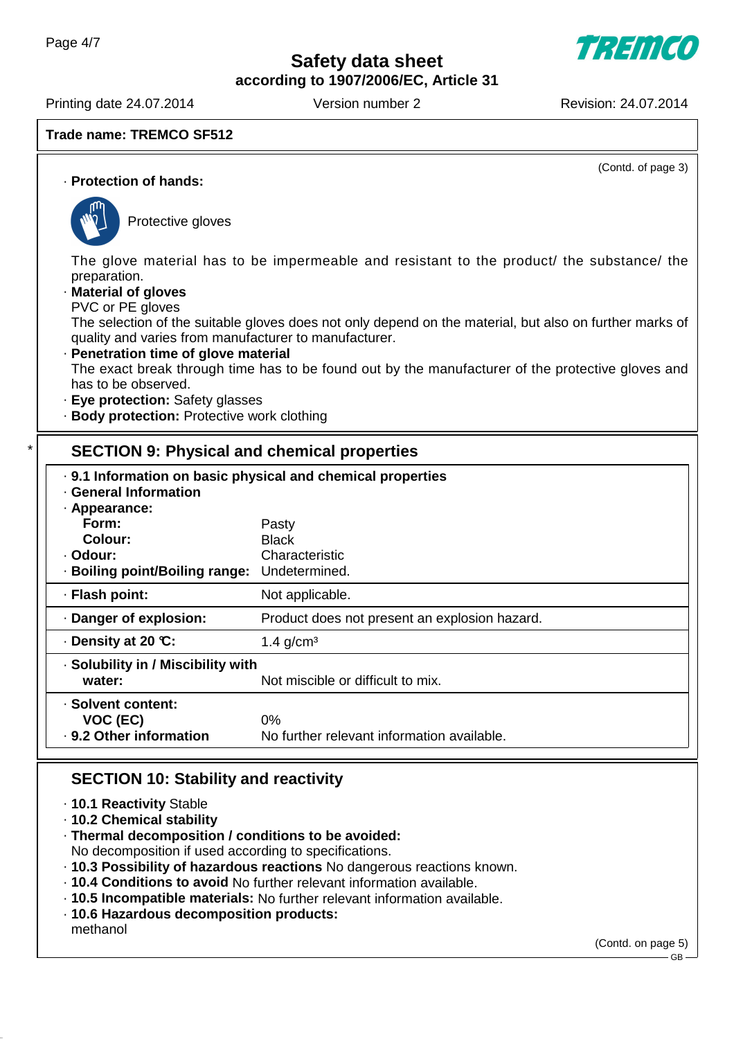Trade name: TREMCO SF512

(Contd. of page 3)

· **Protection of hands:**

Protective gloves

The glove material has to be impermeable and resistant to the product/ the substance/ the preparation.

· **Material of gloves**

PVC or PE gloves

The selection of the suitable gloves does not only depend on the material, but also on further marks of quality and varies from manufacturer to manufacturer.

· **Penetration time of glove material**

The exact break through time has to be found out by the manufacturer of the protective gloves and has to be observed.

· **Eye protection:** Safety glasses

· **Body protection:** Protective work clothing

## SECTION 9: Physical and chemical properties

· **9.1 Information on basic physical and chemical properties**

· **General Information**

| | |
|---|---|
| · **Appearance:** | |
| **Form:** | Pasty |
| **Colour:** | Black |
| · **Odour:** | Characteristic |
| · **Boiling point/Boiling range:** | Undetermined. |
| · **Flash point:** | Not applicable. |
| · **Danger of explosion:** | Product does not present an explosion hazard. |
| · **Density at 20 °C:** | 1.4 g/cm³ |
| · **Solubility in / Miscibility with water:** | Not miscible or difficult to mix. |
| · **Solvent content:** | |
| **VOC (EC)** | 0% |
| · **9.2 Other information** | No further relevant information available. |

## SECTION 10: Stability and reactivity

· **10.1 Reactivity** Stable

· **10.2 Chemical stability**

· **Thermal decomposition / conditions to be avoided:**

No decomposition if used according to specifications.

· **10.3 Possibility of hazardous reactions** No dangerous reactions known.

· **10.4 Conditions to avoid** No further relevant information available.

· **10.5 Incompatible materials:** No further relevant information available.

· **10.6 Hazardous decomposition products:**

methanol

(Contd. on page 5)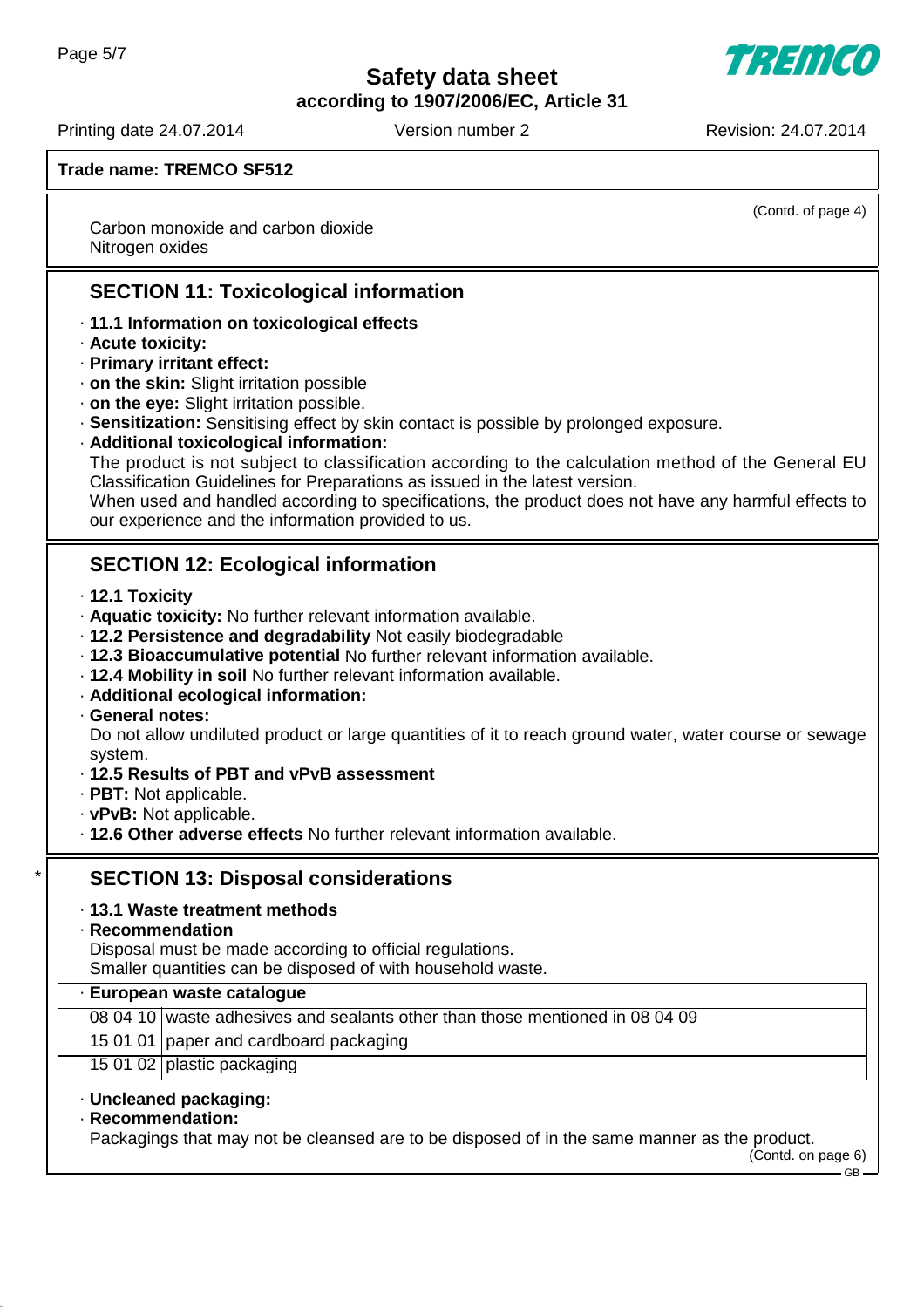Trade name: TREMCO SF512

(Contd. of page 4)

Carbon monoxide and carbon dioxide
Nitrogen oxides

## SECTION 11: Toxicological information

- **11.1 Information on toxicological effects**
- **Acute toxicity:**
- **Primary irritant effect:**
- **on the skin:** Slight irritation possible
- **on the eye:** Slight irritation possible.
- **Sensitization:** Sensitising effect by skin contact is possible by prolonged exposure.
- **Additional toxicological information:**
  The product is not subject to classification according to the calculation method of the General EU Classification Guidelines for Preparations as issued in the latest version.
  When used and handled according to specifications, the product does not have any harmful effects to our experience and the information provided to us.

## SECTION 12: Ecological information

- **12.1 Toxicity**
- **Aquatic toxicity:** No further relevant information available.
- **12.2 Persistence and degradability** Not easily biodegradable
- **12.3 Bioaccumulative potential** No further relevant information available.
- **12.4 Mobility in soil** No further relevant information available.
- **Additional ecological information:**
- **General notes:**
  Do not allow undiluted product or large quantities of it to reach ground water, water course or sewage system.
- **12.5 Results of PBT and vPvB assessment**
- **PBT:** Not applicable.
- **vPvB:** Not applicable.
- **12.6 Other adverse effects** No further relevant information available.

## * SECTION 13: Disposal considerations

- **13.1 Waste treatment methods**
- **Recommendation**
  Disposal must be made according to official regulations.
  Smaller quantities can be disposed of with household waste.

| · **European waste catalogue** | |
|---|---|
| 08 04 10 | waste adhesives and sealants other than those mentioned in 08 04 09 |
| 15 01 01 | paper and cardboard packaging |
| 15 01 02 | plastic packaging |

- **Uncleaned packaging:**
- **Recommendation:**
  Packagings that may not be cleansed are to be disposed of in the same manner as the product.

(Contd. on page 6)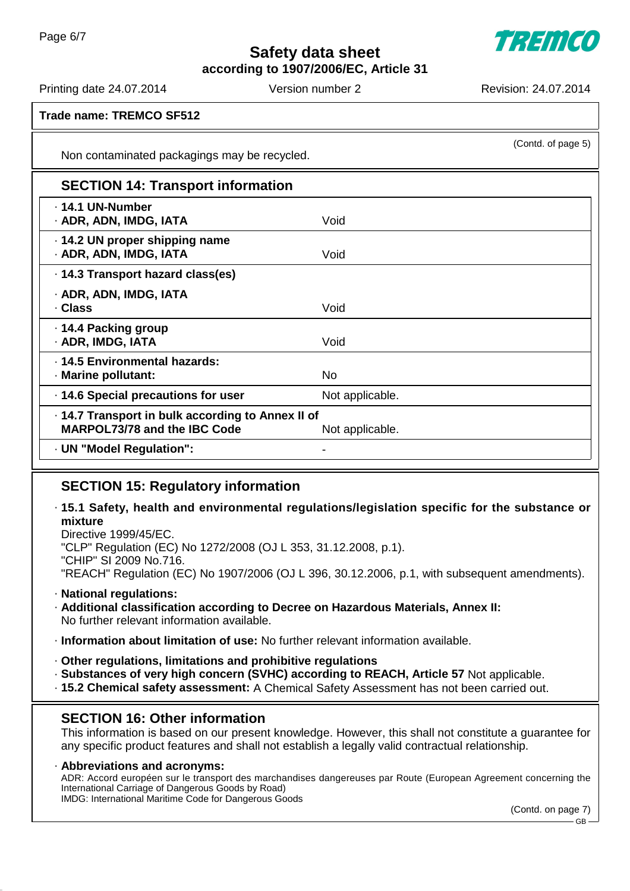**Trade name: TREMCO SF512**

(Contd. of page 5)

Non contaminated packagings may be recycled.

## SECTION 14: Transport information

| | |
|---|---|
| · **14.1 UN-Number**<br>· **ADR, ADN, IMDG, IATA** | Void |
| · **14.2 UN proper shipping name**<br>· **ADR, ADN, IMDG, IATA** | Void |
| · **14.3 Transport hazard class(es)**<br>· **ADR, ADN, IMDG, IATA**<br>· **Class** | Void |
| · **14.4 Packing group**<br>· **ADR, IMDG, IATA** | Void |
| · **14.5 Environmental hazards:**<br>· **Marine pollutant:** | No |
| · **14.6 Special precautions for user** | Not applicable. |
| · **14.7 Transport in bulk according to Annex II of MARPOL73/78 and the IBC Code** | Not applicable. |
| · **UN "Model Regulation":** | - |

## SECTION 15: Regulatory information

· **15.1 Safety, health and environmental regulations/legislation specific for the substance or mixture**
Directive 1999/45/EC.
"CLP" Regulation (EC) No 1272/2008 (OJ L 353, 31.12.2008, p.1).
"CHIP" SI 2009 No.716.
"REACH" Regulation (EC) No 1907/2006 (OJ L 396, 30.12.2006, p.1, with subsequent amendments).

· **National regulations:**
· **Additional classification according to Decree on Hazardous Materials, Annex II:**
No further relevant information available.

· **Information about limitation of use:** No further relevant information available.

· **Other regulations, limitations and prohibitive regulations**
· **Substances of very high concern (SVHC) according to REACH, Article 57** Not applicable.
· **15.2 Chemical safety assessment:** A Chemical Safety Assessment has not been carried out.

## SECTION 16: Other information

This information is based on our present knowledge. However, this shall not constitute a guarantee for any specific product features and shall not establish a legally valid contractual relationship.

· **Abbreviations and acronyms:**
ADR: Accord européen sur le transport des marchandises dangereuses par Route (European Agreement concerning the International Carriage of Dangerous Goods by Road)
IMDG: International Maritime Code for Dangerous Goods

(Contd. on page 7)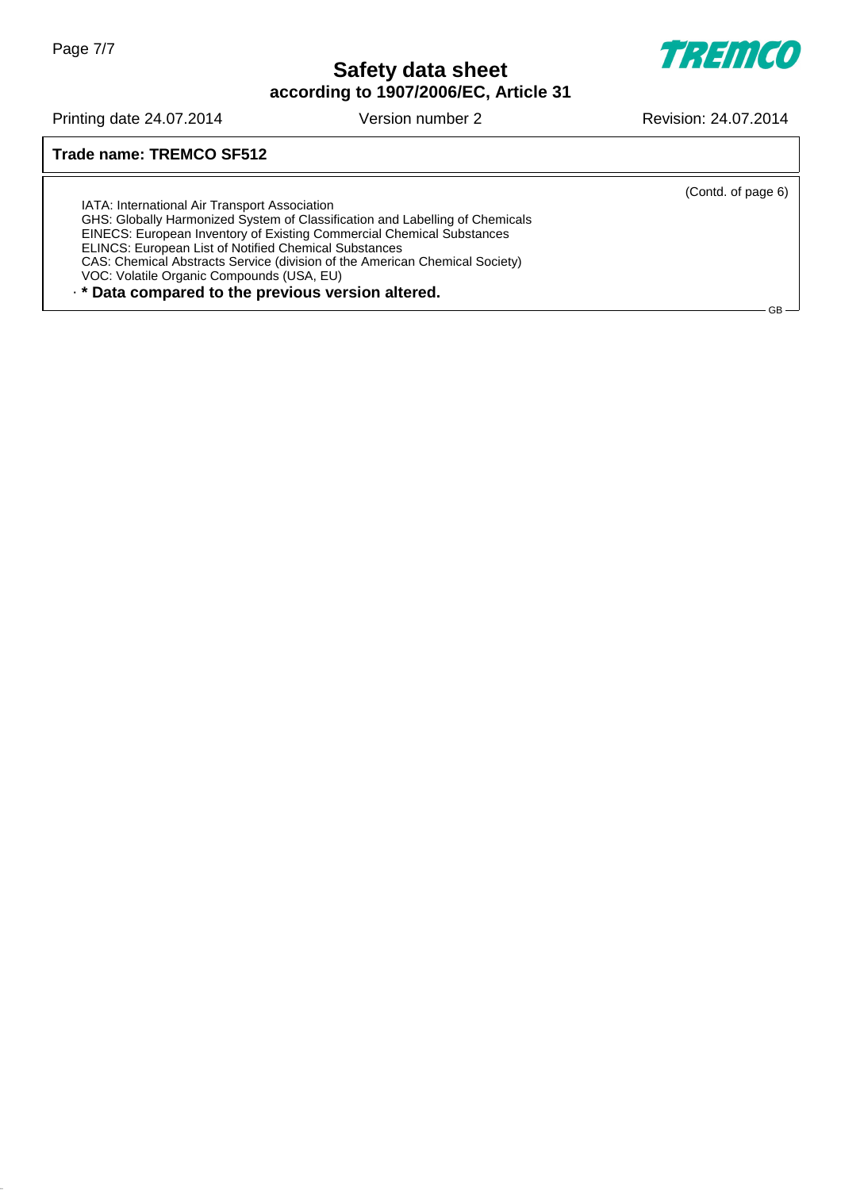(Contd. of page 6)

IATA: International Air Transport Association
GHS: Globally Harmonized System of Classification and Labelling of Chemicals
EINECS: European Inventory of Existing Commercial Chemical Substances
ELINCS: European List of Notified Chemical Substances
CAS: Chemical Abstracts Service (division of the American Chemical Society)
VOC: Volatile Organic Compounds (USA, EU)

· **\* Data compared to the previous version altered.**